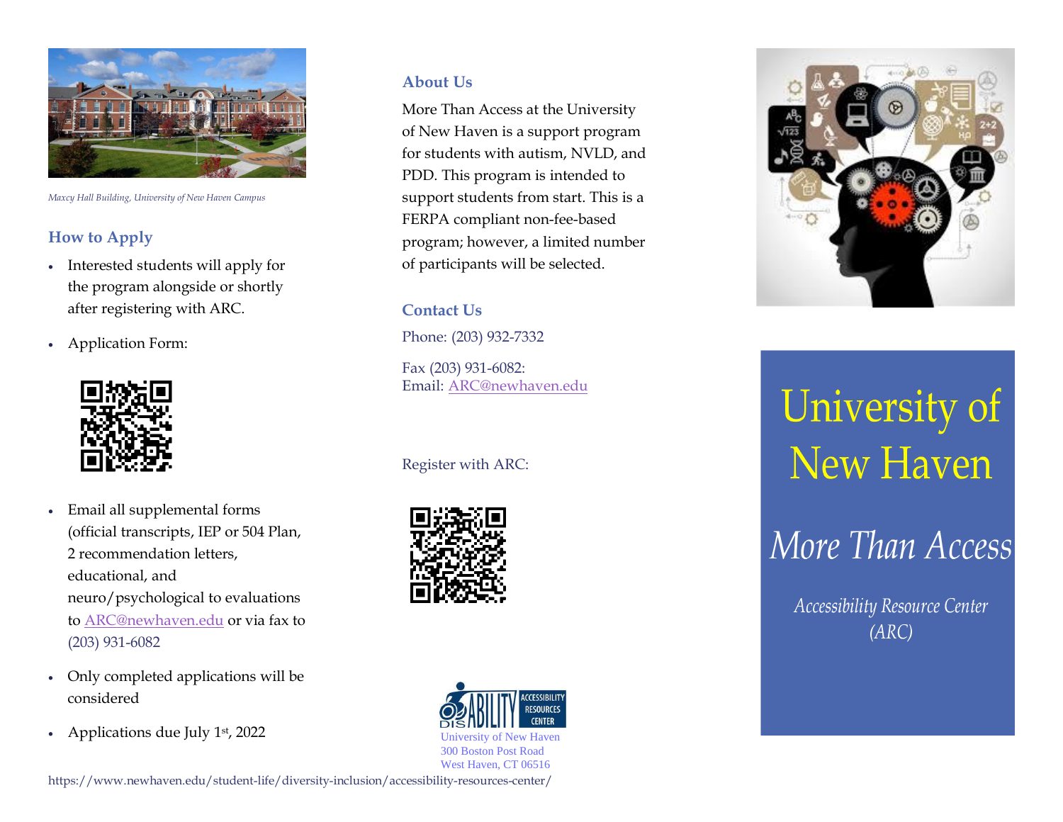Maxcy Hall Building, University of New Haven Campus

## How to Apply

- Interested students will apply for the program alongside or shortly after registering with ARC.
- Application Form:
- Email all supplemental forms (official transcripts, IEP or 504 Plan, 2 recommendation letters, educational, and neuro/psychological to evaluations to ARC@newhaven.edu or via fax to (203) 931-6082
- Only completed applications will be considered
- Applications due July 1st, 2022

## About Us

More Than Access at the University of New Haven is a support program for students with autism, NVLD, and PDD. This program is intended to support students from start. This is a FERPA compliant non-fee-based program; however, a limited number of participants will be selected.

## Contact Us

Phone: (203) 932-7332

Fax (203) 931-6082:
Email: ARC@newhaven.edu

Register with ARC:

DISABILITY ACCESSIBILITY RESOURCES CENTER

University of New Haven
300 Boston Post Road
West Haven, CT 06516

https://www.newhaven.edu/student-life/diversity-inclusion/accessibility-resources-center/

# University of New Haven

## *More Than Access*

*Accessibility Resource Center (ARC)*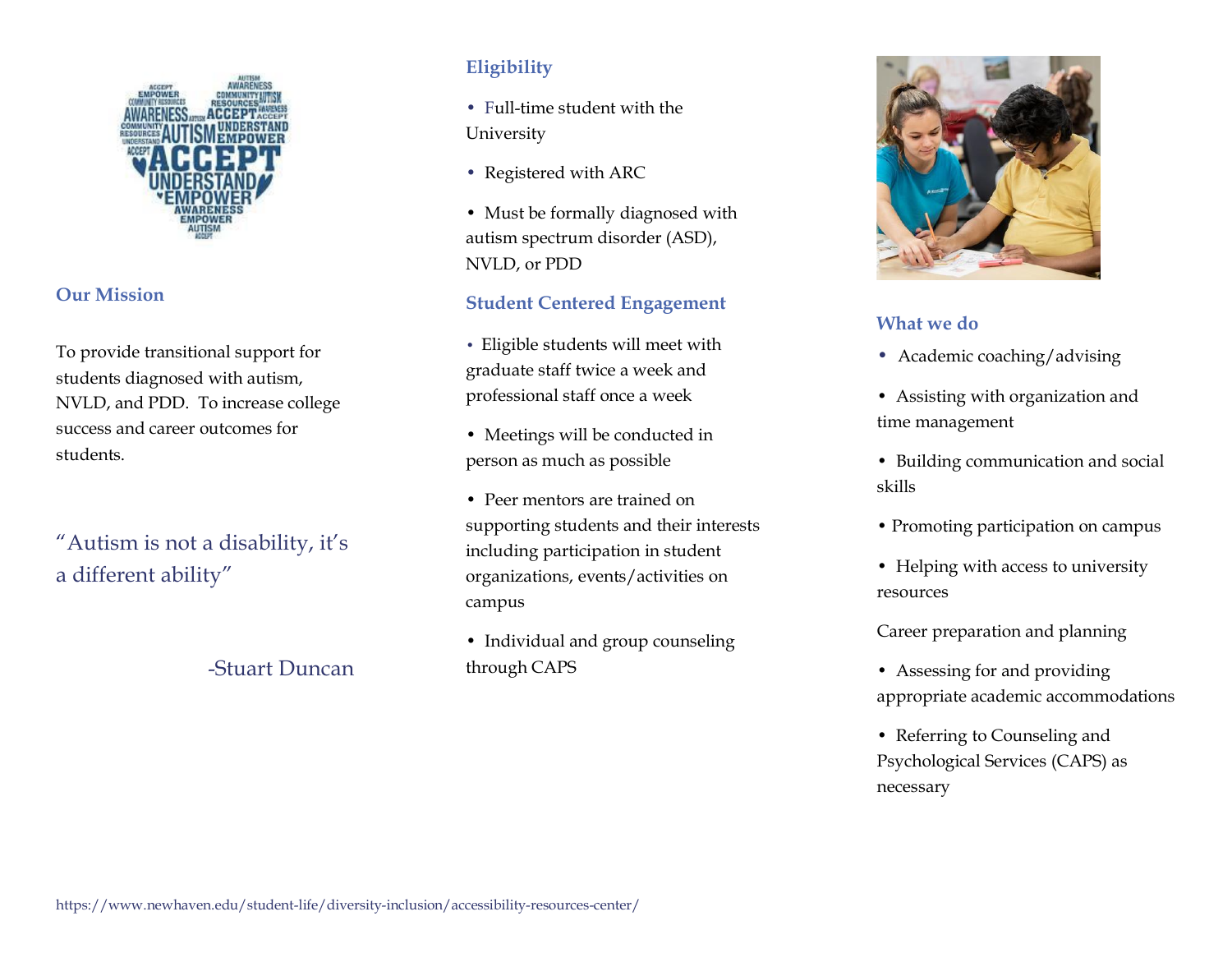## Our Mission

To provide transitional support for students diagnosed with autism, NVLD, and PDD. To increase college success and career outcomes for students.

"Autism is not a disability, it's a different ability"

-Stuart Duncan

## Eligibility

- Full-time student with the University
- Registered with ARC
- Must be formally diagnosed with autism spectrum disorder (ASD), NVLD, or PDD

## Student Centered Engagement

- Eligible students will meet with graduate staff twice a week and professional staff once a week
- Meetings will be conducted in person as much as possible
- Peer mentors are trained on supporting students and their interests including participation in student organizations, events/activities on campus
- Individual and group counseling through CAPS

## What we do

- Academic coaching/advising
- Assisting with organization and time management
- Building communication and social skills
- Promoting participation on campus
- Helping with access to university resources

Career preparation and planning

- Assessing for and providing appropriate academic accommodations
- Referring to Counseling and Psychological Services (CAPS) as necessary

https://www.newhaven.edu/student-life/diversity-inclusion/accessibility-resources-center/